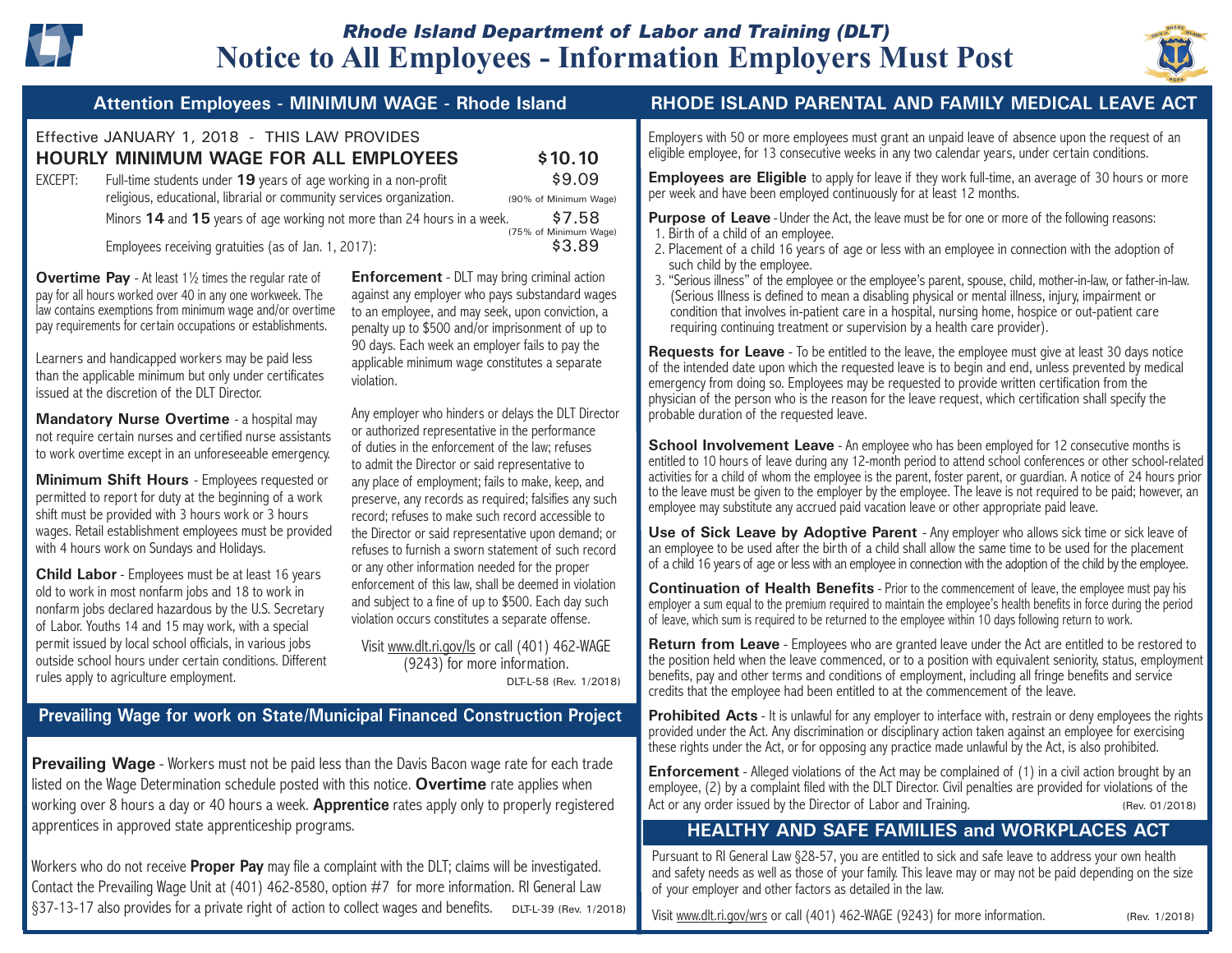# Rhode Island Department of Labor and Training (DLT)

# Notice to All Employees - Information Employers Must Post

## Attention Employees - MINIMUM WAGE - Rhode Island

Effective JANUARY 1, 2018 - THIS LAW PROVIDES

| | | |
|---|---|---|
| **HOURLY MINIMUM WAGE FOR ALL EMPLOYEES** | | **$10.10** |
| EXCEPT: | Full-time students under **19** years of age working in a non-profit religious, educational, librarial or community services organization. | $9.09 (90% of Minimum Wage) |
| | Minors **14** and **15** years of age working not more than 24 hours in a week. | $7.58 (75% of Minimum Wage) |
| | Employees receiving gratuities (as of Jan. 1, 2017): | $3.89 |

**Overtime Pay** - At least 1½ times the regular rate of pay for all hours worked over 40 in any one workweek. The law contains exemptions from minimum wage and/or overtime pay requirements for certain occupations or establishments.

Learners and handicapped workers may be paid less than the applicable minimum but only under certificates issued at the discretion of the DLT Director.

**Mandatory Nurse Overtime** - a hospital may not require certain nurses and certified nurse assistants to work overtime except in an unforeseeable emergency.

**Minimum Shift Hours** - Employees requested or permitted to report for duty at the beginning of a work shift must be provided with 3 hours work or 3 hours wages. Retail establishment employees must be provided with 4 hours work on Sundays and Holidays.

**Child Labor** - Employees must be at least 16 years old to work in most nonfarm jobs and 18 to work in nonfarm jobs declared hazardous by the U.S. Secretary of Labor. Youths 14 and 15 may work, with a special permit issued by local school officials, in various jobs outside school hours under certain conditions. Different rules apply to agriculture employment.

**Enforcement** - DLT may bring criminal action against any employer who pays substandard wages to an employee, and may seek, upon conviction, a penalty up to $500 and/or imprisonment of up to 90 days. Each week an employer fails to pay the applicable minimum wage constitutes a separate violation.

Any employer who hinders or delays the DLT Director or authorized representative in the performance of duties in the enforcement of the law; refuses to admit the Director or said representative to any place of employment; fails to make, keep, and preserve, any records as required; falsifies any such record; refuses to make such record accessible to the Director or said representative upon demand; or refuses to furnish a sworn statement of such record or any other information needed for the proper enforcement of this law, shall be deemed in violation and subject to a fine of up to $500. Each day such violation occurs constitutes a separate offense.

Visit www.dlt.ri.gov/ls or call (401) 462-WAGE (9243) for more information.

DLT-L-58 (Rev. 1/2018)

## Prevailing Wage for work on State/Municipal Financed Construction Project

**Prevailing Wage** - Workers must not be paid less than the Davis Bacon wage rate for each trade listed on the Wage Determination schedule posted with this notice. **Overtime** rate applies when working over 8 hours a day or 40 hours a week. **Apprentice** rates apply only to properly registered apprentices in approved state apprenticeship programs.

Workers who do not receive **Proper Pay** may file a complaint with the DLT; claims will be investigated. Contact the Prevailing Wage Unit at (401) 462-8580, option #7 for more information. RI General Law §37-13-17 also provides for a private right of action to collect wages and benefits.

DLT-L-39 (Rev. 1/2018)

## RHODE ISLAND PARENTAL AND FAMILY MEDICAL LEAVE ACT

Employers with 50 or more employees must grant an unpaid leave of absence upon the request of an eligible employee, for 13 consecutive weeks in any two calendar years, under certain conditions.

**Employees are Eligible** to apply for leave if they work full-time, an average of 30 hours or more per week and have been employed continuously for at least 12 months.

**Purpose of Leave** - Under the Act, the leave must be for one or more of the following reasons:

1. Birth of a child of an employee.
2. Placement of a child 16 years of age or less with an employee in connection with the adoption of such child by the employee.
3. "Serious illness" of the employee or the employee's parent, spouse, child, mother-in-law, or father-in-law. (Serious Illness is defined to mean a disabling physical or mental illness, injury, impairment or condition that involves in-patient care in a hospital, nursing home, hospice or out-patient care requiring continuing treatment or supervision by a health care provider).

**Requests for Leave** - To be entitled to the leave, the employee must give at least 30 days notice of the intended date upon which the requested leave is to begin and end, unless prevented by medical emergency from doing so. Employees may be requested to provide written certification from the physician of the person who is the reason for the leave request, which certification shall specify the probable duration of the requested leave.

**School Involvement Leave** - An employee who has been employed for 12 consecutive months is entitled to 10 hours of leave during any 12-month period to attend school conferences or other school-related activities for a child of whom the employee is the parent, foster parent, or guardian. A notice of 24 hours prior to the leave must be given to the employer by the employee. The leave is not required to be paid; however, an employee may substitute any accrued paid vacation leave or other appropriate paid leave.

**Use of Sick Leave by Adoptive Parent** - Any employer who allows sick time or sick leave of an employee to be used after the birth of a child shall allow the same time to be used for the placement of a child 16 years of age or less with an employee in connection with the adoption of the child by the employee.

**Continuation of Health Benefits** - Prior to the commencement of leave, the employee must pay his employer a sum equal to the premium required to maintain the employee's health benefits in force during the period of leave, which sum is required to be returned to the employee within 10 days following return to work.

**Return from Leave** - Employees who are granted leave under the Act are entitled to be restored to the position held when the leave commenced, or to a position with equivalent seniority, status, employment benefits, pay and other terms and conditions of employment, including all fringe benefits and service credits that the employee had been entitled to at the commencement of the leave.

**Prohibited Acts** - It is unlawful for any employer to interface with, restrain or deny employees the rights provided under the Act. Any discrimination or disciplinary action taken against an employee for exercising these rights under the Act, or for opposing any practice made unlawful by the Act, is also prohibited.

**Enforcement** - Alleged violations of the Act may be complained of (1) in a civil action brought by an employee, (2) by a complaint filed with the DLT Director. Civil penalties are provided for violations of the Act or any order issued by the Director of Labor and Training.

(Rev. 01/2018)

## HEALTHY AND SAFE FAMILIES and WORKPLACES ACT

Pursuant to RI General Law §28-57, you are entitled to sick and safe leave to address your own health and safety needs as well as those of your family. This leave may or may not be paid depending on the size of your employer and other factors as detailed in the law.

Visit www.dlt.ri.gov/wrs or call (401) 462-WAGE (9243) for more information.

(Rev. 1/2018)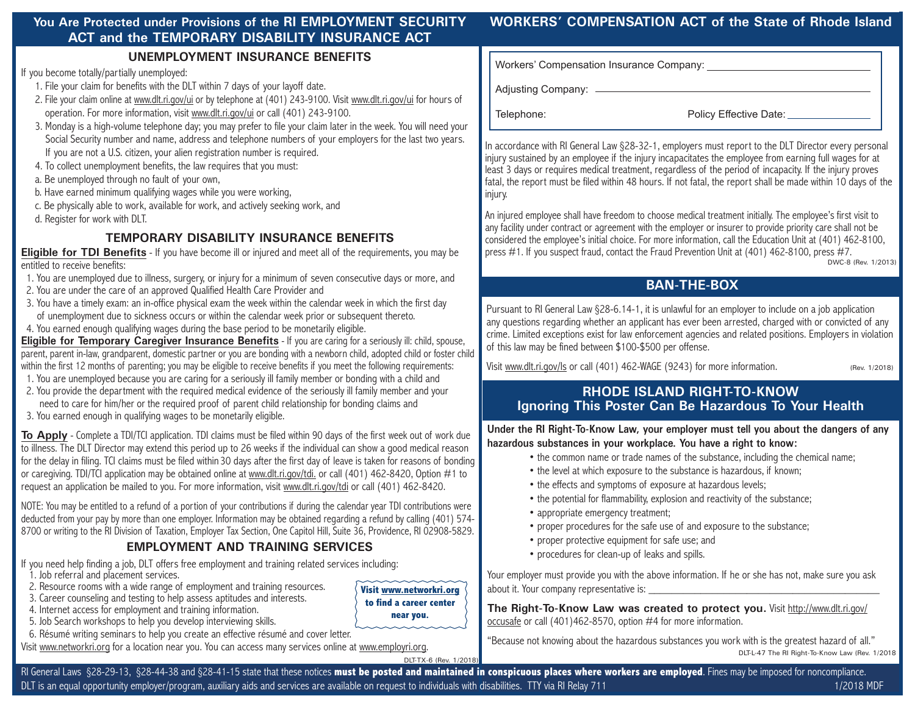## You Are Protected under Provisions of the RI EMPLOYMENT SECURITY ACT and the TEMPORARY DISABILITY INSURANCE ACT

### UNEMPLOYMENT INSURANCE BENEFITS

If you become totally/partially unemployed:

1. File your claim for benefits with the DLT within 7 days of your layoff date.
2. File your claim online at www.dlt.ri.gov/ui or by telephone at (401) 243-9100. Visit www.dlt.ri.gov/ui for hours of operation. For more information, visit www.dlt.ri.gov/ui or call (401) 243-9100.
3. Monday is a high-volume telephone day; you may prefer to file your claim later in the week. You will need your Social Security number and name, address and telephone numbers of your employers for the last two years. If you are not a U.S. citizen, your alien registration number is required.
4. To collect unemployment benefits, the law requires that you must:

a. Be unemployed through no fault of your own,

b. Have earned minimum qualifying wages while you were working,

c. Be physically able to work, available for work, and actively seeking work, and

d. Register for work with DLT.

### TEMPORARY DISABILITY INSURANCE BENEFITS

**Eligible for TDI Benefits** - If you have become ill or injured and meet all of the requirements, you may be entitled to receive benefits:

1. You are unemployed due to illness, surgery, or injury for a minimum of seven consecutive days or more, and
2. You are under the care of an approved Qualified Health Care Provider and
3. You have a timely exam: an in-office physical exam the week within the calendar week in which the first day of unemployment due to sickness occurs or within the calendar week prior or subsequent thereto.
4. You earned enough qualifying wages during the base period to be monetarily eligible.

**Eligible for Temporary Caregiver Insurance Benefits** - If you are caring for a seriously ill: child, spouse, parent, parent in-law, grandparent, domestic partner or you are bonding with a newborn child, adopted child or foster child within the first 12 months of parenting; you may be eligible to receive benefits if you meet the following requirements:

1. You are unemployed because you are caring for a seriously ill family member or bonding with a child and
2. You provide the department with the required medical evidence of the seriously ill family member and your need to care for him/her or the required proof of parent child relationship for bonding claims and
3. You earned enough in qualifying wages to be monetarily eligible.

**To Apply** - Complete a TDI/TCI application. TDI claims must be filed within 90 days of the first week out of work due to illness. The DLT Director may extend this period up to 26 weeks if the individual can show a good medical reason for the delay in filing. TCI claims must be filed within 30 days after the first day of leave is taken for reasons of bonding or caregiving. TDI/TCI application may be obtained online at www.dlt.ri.gov/tdi. or call (401) 462-8420, Option #1 to request an application be mailed to you. For more information, visit www.dlt.ri.gov/tdi or call (401) 462-8420.

NOTE: You may be entitled to a refund of a portion of your contributions if during the calendar year TDI contributions were deducted from your pay by more than one employer. Information may be obtained regarding a refund by calling (401) 574-8700 or writing to the RI Division of Taxation, Employer Tax Section, One Capitol Hill, Suite 36, Providence, RI 02908-5829.

### EMPLOYMENT AND TRAINING SERVICES

If you need help finding a job, DLT offers free employment and training related services including:

1. Job referral and placement services.
2. Resource rooms with a wide range of employment and training resources.
3. Career counseling and testing to help assess aptitudes and interests.
4. Internet access for employment and training information.
5. Job Search workshops to help you develop interviewing skills.
6. Résumé writing seminars to help you create an effective résumé and cover letter.

**Visit www.networkri.org to find a career center near you.**

Visit www.networkri.org for a location near you. You can access many services online at www.employri.org.

DLT-TX-6 (Rev. 1/2018)

## WORKERS' COMPENSATION ACT of the State of Rhode Island

Workers' Compensation Insurance Company: ______________________

Adjusting Company: ______________________

Telephone: Policy Effective Date: ______________

In accordance with RI General Law §28-32-1, employers must report to the DLT Director every personal injury sustained by an employee if the injury incapacitates the employee from earning full wages for at least 3 days or requires medical treatment, regardless of the period of incapacity. If the injury proves fatal, the report must be filed within 48 hours. If not fatal, the report shall be made within 10 days of the injury.

An injured employee shall have freedom to choose medical treatment initially. The employee's first visit to any facility under contract or agreement with the employer or insurer to provide priority care shall not be considered the employee's initial choice. For more information, call the Education Unit at (401) 462-8100, press #1. If you suspect fraud, contact the Fraud Prevention Unit at (401) 462-8100, press #7.

DWC-8 (Rev. 1/2013)

## BAN-THE-BOX

Pursuant to RI General Law §28-6.14-1, it is unlawful for an employer to include on a job application any questions regarding whether an applicant has ever been arrested, charged with or convicted of any crime. Limited exceptions exist for law enforcement agencies and related positions. Employers in violation of this law may be fined between $100-$500 per offense.

Visit www.dlt.ri.gov/ls or call (401) 462-WAGE (9243) for more information.

(Rev. 1/2018)

## RHODE ISLAND RIGHT-TO-KNOW
### Ignoring This Poster Can Be Hazardous To Your Health

**Under the RI Right-To-Know Law, your employer must tell you about the dangers of any hazardous substances in your workplace. You have a right to know:**

- the common name or trade names of the substance, including the chemical name;
- the level at which exposure to the substance is hazardous, if known;
- the effects and symptoms of exposure at hazardous levels;
- the potential for flammability, explosion and reactivity of the substance;
- appropriate emergency treatment;
- proper procedures for the safe use of and exposure to the substance;
- proper protective equipment for safe use; and
- procedures for clean-up of leaks and spills.

Your employer must provide you with the above information. If he or she has not, make sure you ask about it. Your company representative is: ______________________

**The Right-To-Know Law was created to protect you.** Visit http://www.dlt.ri.gov/occusafe or call (401)462-8570, option #4 for more information.

"Because not knowing about the hazardous substances you work with is the greatest hazard of all."

DLT-L-47 The RI Right-To-Know Law (Rev. 1/2018)

RI General Laws §28-29-13, §28-44-38 and §28-41-15 state that these notices **must be posted and maintained in conspicuous places where workers are employed**. Fines may be imposed for noncompliance.

DLT is an equal opportunity employer/program, auxiliary aids and services are available on request to individuals with disabilities. TTY via RI Relay 711

1/2018 MDF